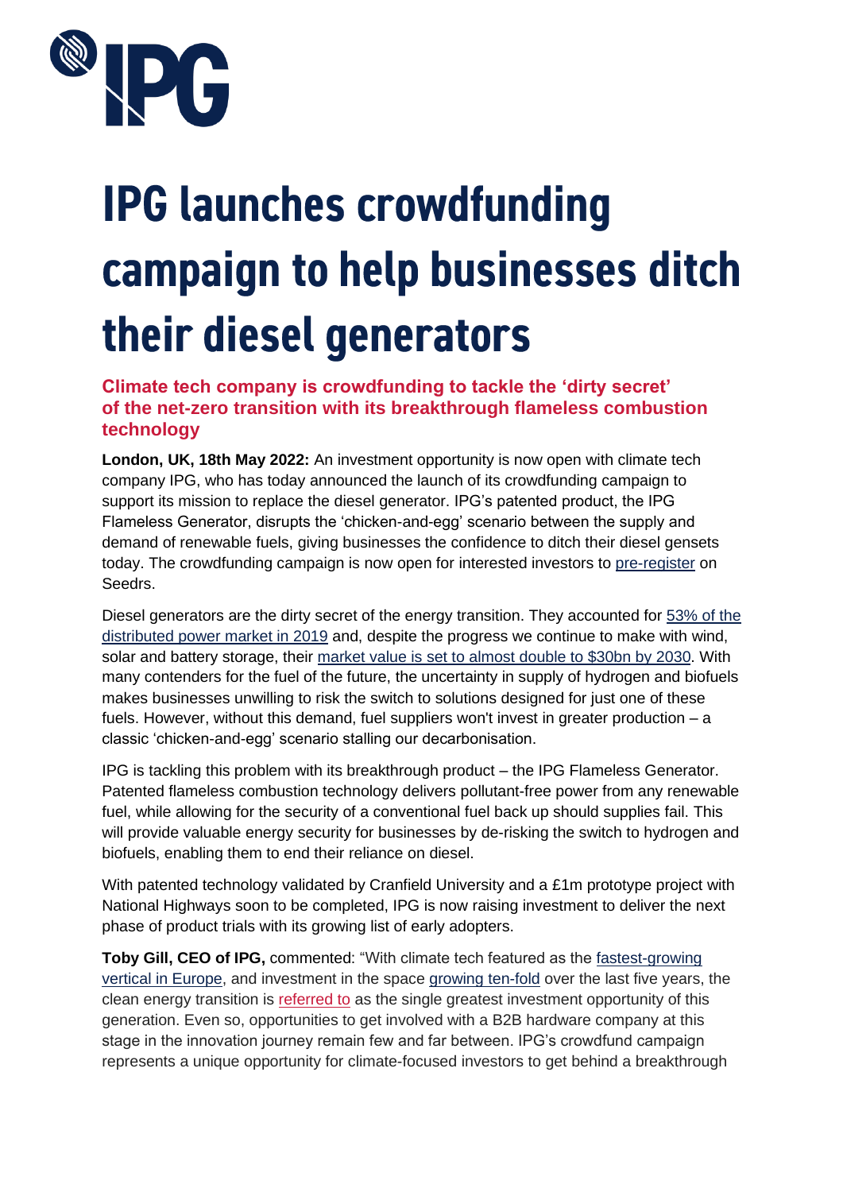# IPG launches crowdfunding campaign to help businesses ditch their diesel generators

## Climate tech company is crowdfunding to tackle the 'dirty secret' of the net-zero transition with its breakthrough flameless combustion technology

**London, UK, 18th May 2022:** An investment opportunity is now open with climate tech company IPG, who has today announced the launch of its crowdfunding campaign to support its mission to replace the diesel generator. IPG's patented product, the IPG Flameless Generator, disrupts the 'chicken-and-egg' scenario between the supply and demand of renewable fuels, giving businesses the confidence to ditch their diesel gensets today. The crowdfunding campaign is now open for interested investors to pre-register on Seedrs.

Diesel generators are the dirty secret of the energy transition. They accounted for 53% of the distributed power market in 2019 and, despite the progress we continue to make with wind, solar and battery storage, their market value is set to almost double to $30bn by 2030. With many contenders for the fuel of the future, the uncertainty in supply of hydrogen and biofuels makes businesses unwilling to risk the switch to solutions designed for just one of these fuels. However, without this demand, fuel suppliers won't invest in greater production – a classic 'chicken-and-egg' scenario stalling our decarbonisation.

IPG is tackling this problem with its breakthrough product – the IPG Flameless Generator. Patented flameless combustion technology delivers pollutant-free power from any renewable fuel, while allowing for the security of a conventional fuel back up should supplies fail. This will provide valuable energy security for businesses by de-risking the switch to hydrogen and biofuels, enabling them to end their reliance on diesel.

With patented technology validated by Cranfield University and a £1m prototype project with National Highways soon to be completed, IPG is now raising investment to deliver the next phase of product trials with its growing list of early adopters.

**Toby Gill, CEO of IPG,** commented: "With climate tech featured as the fastest-growing vertical in Europe, and investment in the space growing ten-fold over the last five years, the clean energy transition is referred to as the single greatest investment opportunity of this generation. Even so, opportunities to get involved with a B2B hardware company at this stage in the innovation journey remain few and far between. IPG's crowdfund campaign represents a unique opportunity for climate-focused investors to get behind a breakthrough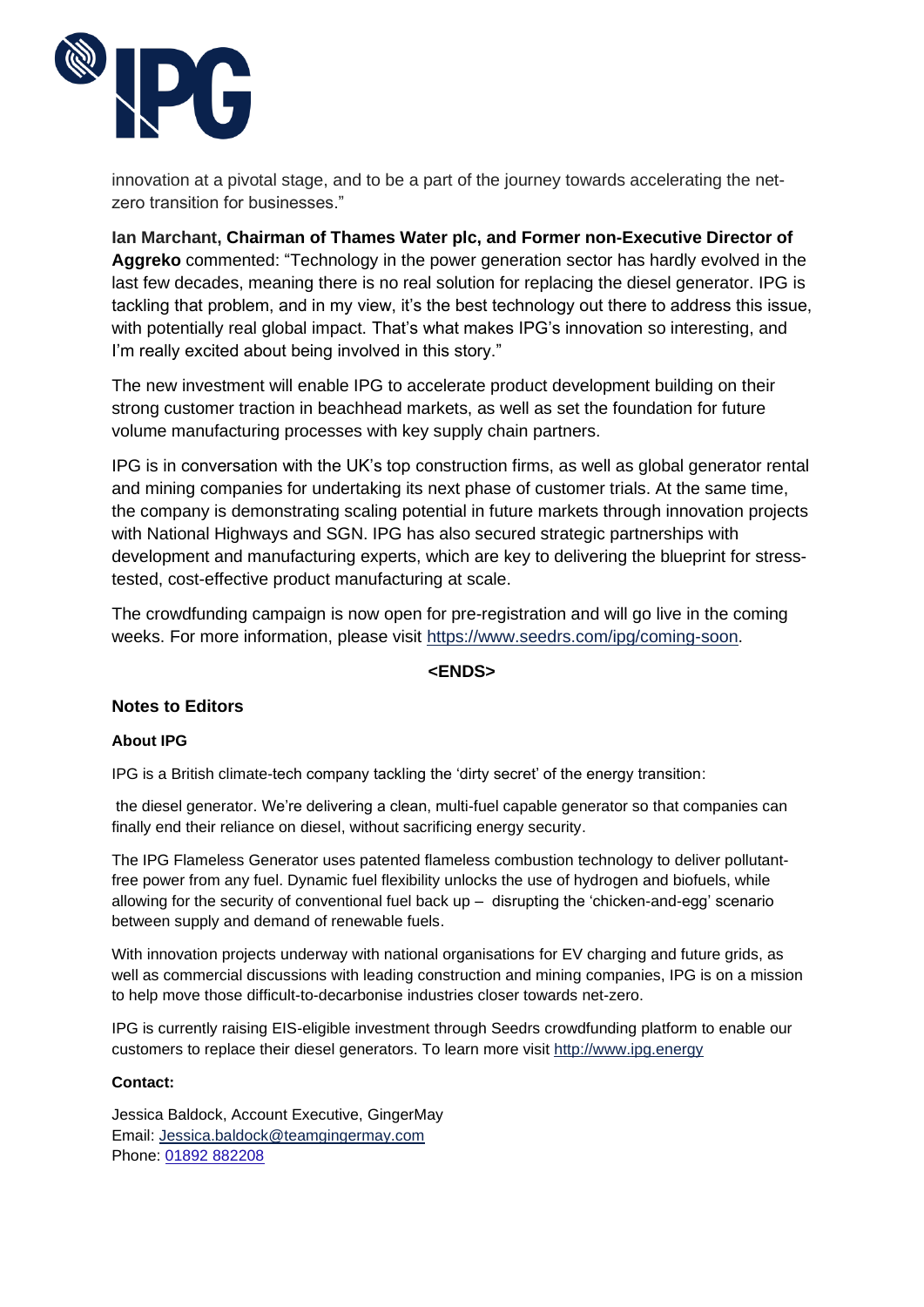innovation at a pivotal stage, and to be a part of the journey towards accelerating the net-zero transition for businesses."

**Ian Marchant, Chairman of Thames Water plc, and Former non-Executive Director of Aggreko** commented: "Technology in the power generation sector has hardly evolved in the last few decades, meaning there is no real solution for replacing the diesel generator. IPG is tackling that problem, and in my view, it's the best technology out there to address this issue, with potentially real global impact. That's what makes IPG's innovation so interesting, and I'm really excited about being involved in this story."

The new investment will enable IPG to accelerate product development building on their strong customer traction in beachhead markets, as well as set the foundation for future volume manufacturing processes with key supply chain partners.

IPG is in conversation with the UK's top construction firms, as well as global generator rental and mining companies for undertaking its next phase of customer trials. At the same time, the company is demonstrating scaling potential in future markets through innovation projects with National Highways and SGN. IPG has also secured strategic partnerships with development and manufacturing experts, which are key to delivering the blueprint for stress-tested, cost-effective product manufacturing at scale.

The crowdfunding campaign is now open for pre-registration and will go live in the coming weeks. For more information, please visit https://www.seedrs.com/ipg/coming-soon.

**<ENDS>**

## Notes to Editors

### About IPG

IPG is a British climate-tech company tackling the 'dirty secret' of the energy transition:

the diesel generator. We're delivering a clean, multi-fuel capable generator so that companies can finally end their reliance on diesel, without sacrificing energy security.

The IPG Flameless Generator uses patented flameless combustion technology to deliver pollutant-free power from any fuel. Dynamic fuel flexibility unlocks the use of hydrogen and biofuels, while allowing for the security of conventional fuel back up – disrupting the 'chicken-and-egg' scenario between supply and demand of renewable fuels.

With innovation projects underway with national organisations for EV charging and future grids, as well as commercial discussions with leading construction and mining companies, IPG is on a mission to help move those difficult-to-decarbonise industries closer towards net-zero.

IPG is currently raising EIS-eligible investment through Seedrs crowdfunding platform to enable our customers to replace their diesel generators. To learn more visit http://www.ipg.energy

**Contact:**

Jessica Baldock, Account Executive, GingerMay
Email: Jessica.baldock@teamgingermay.com
Phone: 01892 882208